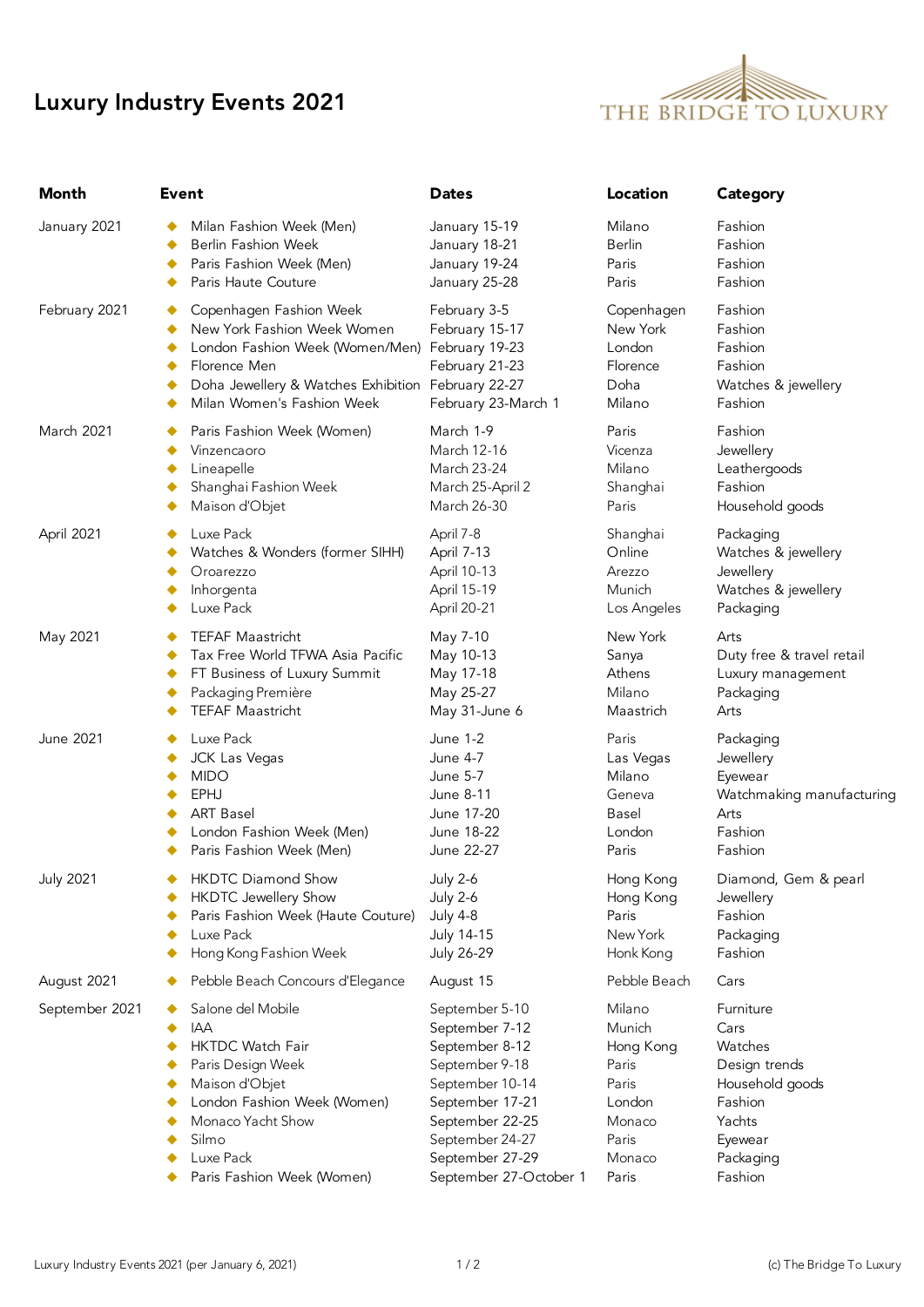# Luxury Industry Events 2021

THE BRIDGE TO LUXURY

| Month | Event | Dates | Location | Category |
|---|---|---|---|---|
| January 2021 | Milan Fashion Week (Men) | January 15-19 | Milano | Fashion |
| | Berlin Fashion Week | January 18-21 | Berlin | Fashion |
| | Paris Fashion Week (Men) | January 19-24 | Paris | Fashion |
| | Paris Haute Couture | January 25-28 | Paris | Fashion |
| February 2021 | Copenhagen Fashion Week | February 3-5 | Copenhagen | Fashion |
| | New York Fashion Week Women | February 15-17 | New York | Fashion |
| | London Fashion Week (Women/Men) | February 19-23 | London | Fashion |
| | Florence Men | February 21-23 | Florence | Fashion |
| | Doha Jewellery & Watches Exhibition | February 22-27 | Doha | Watches & jewellery |
| | Milan Women's Fashion Week | February 23-March 1 | Milano | Fashion |
| March 2021 | Paris Fashion Week (Women) | March 1-9 | Paris | Fashion |
| | Vinzencaoro | March 12-16 | Vicenza | Jewellery |
| | Lineapelle | March 23-24 | Milano | Leathergoods |
| | Shanghai Fashion Week | March 25-April 2 | Shanghai | Fashion |
| | Maison d'Objet | March 26-30 | Paris | Household goods |
| April 2021 | Luxe Pack | April 7-8 | Shanghai | Packaging |
| | Watches & Wonders (former SIHH) | April 7-13 | Online | Watches & jewellery |
| | Oroarezzo | April 10-13 | Arezzo | Jewellery |
| | Inhorgenta | April 15-19 | Munich | Watches & jewellery |
| | Luxe Pack | April 20-21 | Los Angeles | Packaging |
| May 2021 | TEFAF Maastricht | May 7-10 | New York | Arts |
| | Tax Free World TFWA Asia Pacific | May 10-13 | Sanya | Duty free & travel retail |
| | FT Business of Luxury Summit | May 17-18 | Athens | Luxury management |
| | Packaging Première | May 25-27 | Milano | Packaging |
| | TEFAF Maastricht | May 31-June 6 | Maastrich | Arts |
| June 2021 | Luxe Pack | June 1-2 | Paris | Packaging |
| | JCK Las Vegas | June 4-7 | Las Vegas | Jewellery |
| | MIDO | June 5-7 | Milano | Eyewear |
| | EPHJ | June 8-11 | Geneva | Watchmaking manufacturing |
| | ART Basel | June 17-20 | Basel | Arts |
| | London Fashion Week (Men) | June 18-22 | London | Fashion |
| | Paris Fashion Week (Men) | June 22-27 | Paris | Fashion |
| July 2021 | HKDTC Diamond Show | July 2-6 | Hong Kong | Diamond, Gem & pearl |
| | HKDTC Jewellery Show | July 2-6 | Hong Kong | Jewellery |
| | Paris Fashion Week (Haute Couture) | July 4-8 | Paris | Fashion |
| | Luxe Pack | July 14-15 | New York | Packaging |
| | Hong Kong Fashion Week | July 26-29 | Honk Kong | Fashion |
| August 2021 | Pebble Beach Concours d'Elegance | August 15 | Pebble Beach | Cars |
| September 2021 | Salone del Mobile | September 5-10 | Milano | Furniture |
| | IAA | September 7-12 | Munich | Cars |
| | HKTDC Watch Fair | September 8-12 | Hong Kong | Watches |
| | Paris Design Week | September 9-18 | Paris | Design trends |
| | Maison d'Objet | September 10-14 | Paris | Household goods |
| | London Fashion Week (Women) | September 17-21 | London | Fashion |
| | Monaco Yacht Show | September 22-25 | Monaco | Yachts |
| | Silmo | September 24-27 | Paris | Eyewear |
| | Luxe Pack | September 27-29 | Monaco | Packaging |
| | Paris Fashion Week (Women) | September 27-October 1 | Paris | Fashion |

Luxury Industry Events 2021 (per January 6, 2021) — (c) The Bridge To Luxury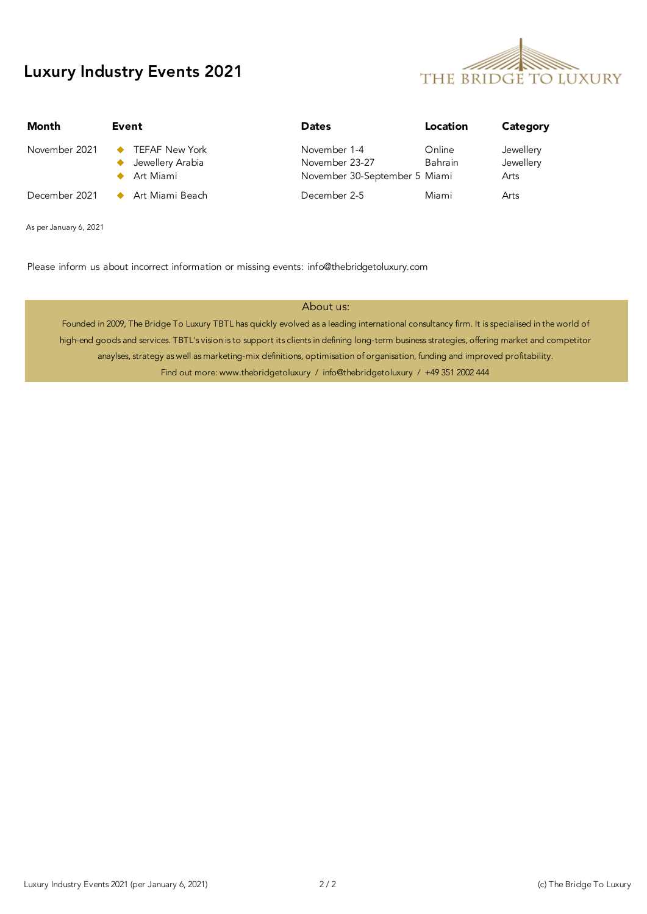# Luxury Industry Events 2021

THE BRIDGE TO LUXURY

| Month | Event | Dates | Location | Category |
|---|---|---|---|---|
| November 2021 | ◆ TEFAF New York | November 1-4 | Online | Jewellery |
| | ◆ Jewellery Arabia | November 23-27 | Bahrain | Jewellery |
| | ◆ Art Miami | November 30-September 5 | Miami | Arts |
| December 2021 | ◆ Art Miami Beach | December 2-5 | Miami | Arts |

As per January 6, 2021

Please inform us about incorrect information or missing events: info@thebridgetoluxury.com

About us:

Founded in 2009, The Bridge To Luxury TBTL has quickly evolved as a leading international consultancy firm. It is specialised in the world of high-end goods and services. TBTL's vision is to support its clients in defining long-term business strategies, offering market and competitor anaylses, strategy as well as marketing-mix definitions, optimisation of organisation, funding and improved profitability.

Find out more: www.thebridgetoluxury / info@thebridgetoluxury / +49 351 2002 444